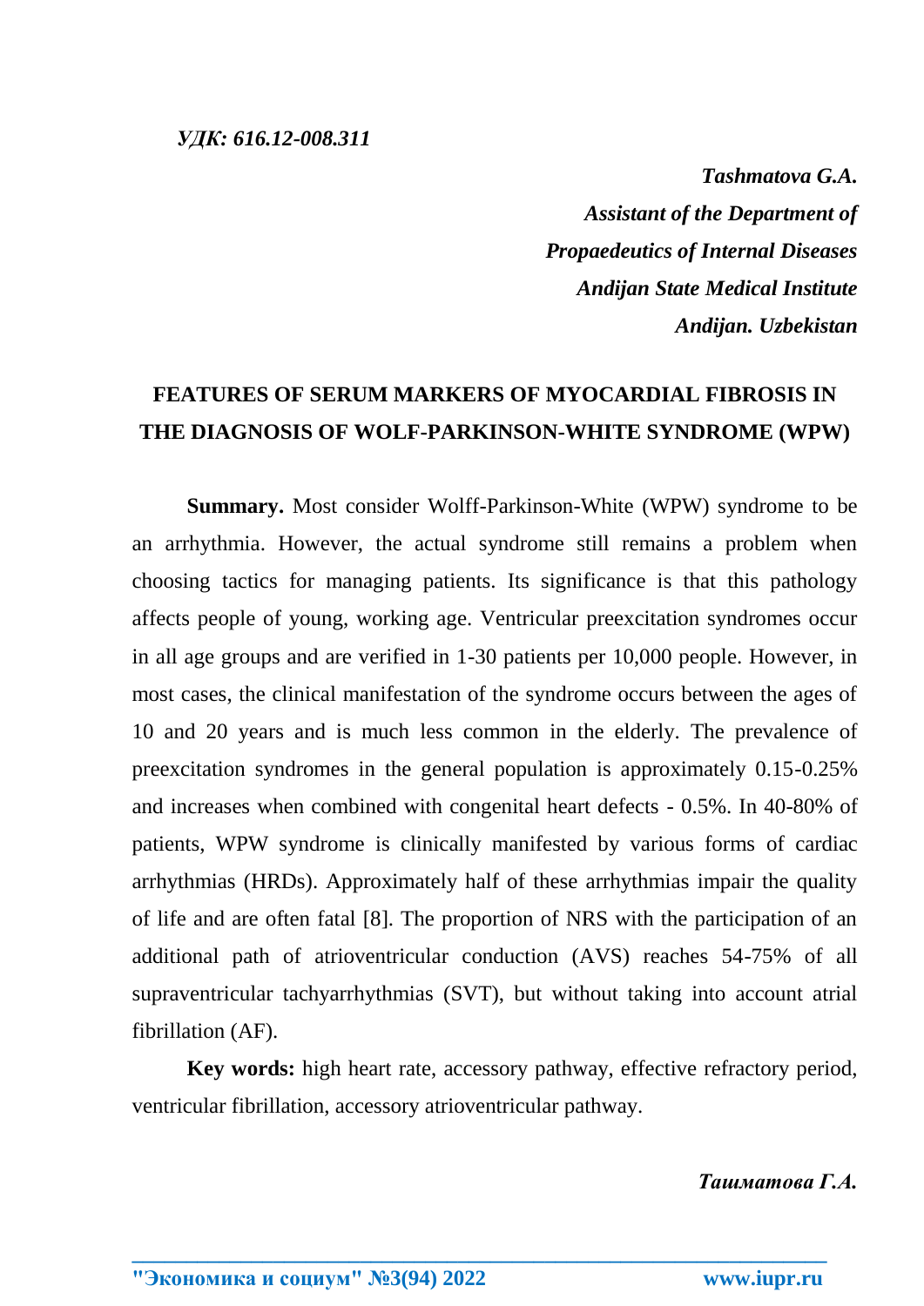*УДК: 616.12-008.311*

***Tashmatova G.A.***
***Assistant of the Department of***
***Propaedeutics of Internal Diseases***
***Andijan State Medical Institute***
***Andijan. Uzbekistan***

# FEATURES OF SERUM MARKERS OF MYOCARDIAL FIBROSIS IN THE DIAGNOSIS OF WOLF-PARKINSON-WHITE SYNDROME (WPW)

**Summary.** Most consider Wolff-Parkinson-White (WPW) syndrome to be an arrhythmia. However, the actual syndrome still remains a problem when choosing tactics for managing patients. Its significance is that this pathology affects people of young, working age. Ventricular preexcitation syndromes occur in all age groups and are verified in 1-30 patients per 10,000 people. However, in most cases, the clinical manifestation of the syndrome occurs between the ages of 10 and 20 years and is much less common in the elderly. The prevalence of preexcitation syndromes in the general population is approximately 0.15-0.25% and increases when combined with congenital heart defects - 0.5%. In 40-80% of patients, WPW syndrome is clinically manifested by various forms of cardiac arrhythmias (HRDs). Approximately half of these arrhythmias impair the quality of life and are often fatal [8]. The proportion of NRS with the participation of an additional path of atrioventricular conduction (AVS) reaches 54-75% of all supraventricular tachyarrhythmias (SVT), but without taking into account atrial fibrillation (AF).

**Key words:** high heart rate, accessory pathway, effective refractory period, ventricular fibrillation, accessory atrioventricular pathway.

***Ташматова Г.А.***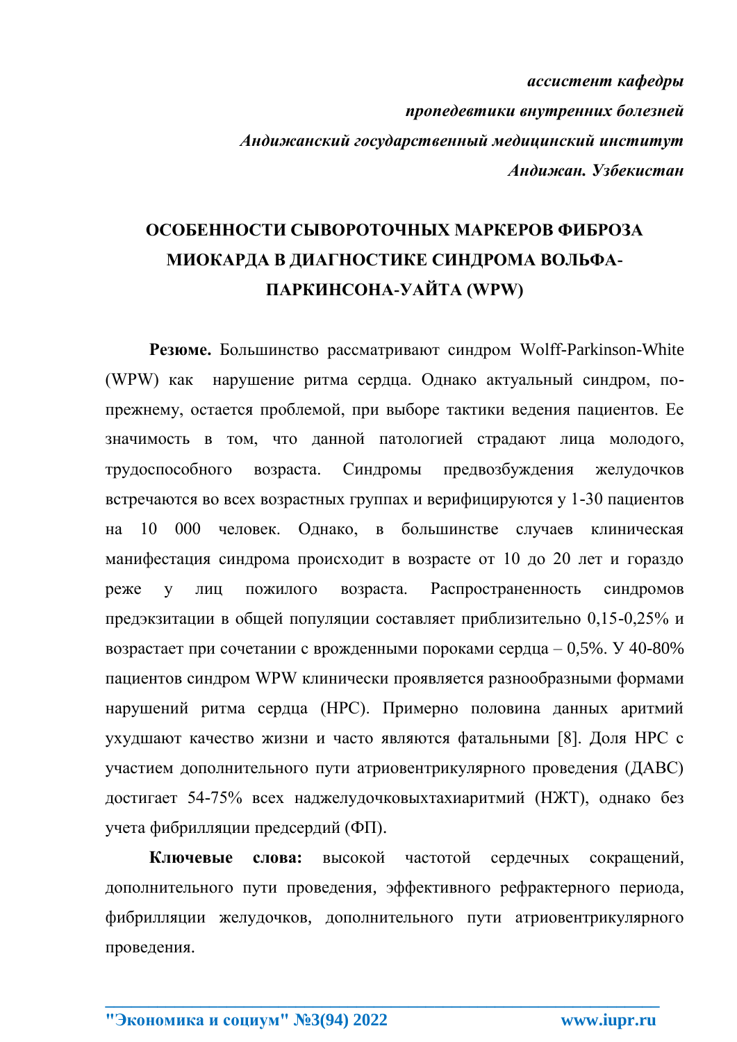***ассистент кафедры***

***пропедевтики внутренних болезней***

***Андижанский государственный медицинский институт***

***Андижан. Узбекистан***

# ОСОБЕННОСТИ СЫВОРОТОЧНЫХ МАРКЕРОВ ФИБРОЗА МИОКАРДА В ДИАГНОСТИКЕ СИНДРОМА ВОЛЬФА-ПАРКИНСОНА-УАЙТА (WPW)

**Резюме.** Большинство рассматривают синдром Wolff-Parkinson-White (WPW) как нарушение ритма сердца. Однако актуальный синдром, по-прежнему, остается проблемой, при выборе тактики ведения пациентов. Ее значимость в том, что данной патологией страдают лица молодого, трудоспособного возраста. Синдромы предвозбуждения желудочков встречаются во всех возрастных группах и верифицируются у 1-30 пациентов на 10 000 человек. Однако, в большинстве случаев клиническая манифестация синдрома происходит в возрасте от 10 до 20 лет и гораздо реже у лиц пожилого возраста. Распространенность синдромов предэкзитации в общей популяции составляет приблизительно 0,15-0,25% и возрастает при сочетании с врожденными пороками сердца – 0,5%. У 40-80% пациентов синдром WPW клинически проявляется разнообразными формами нарушений ритма сердца (НРС). Примерно половина данных аритмий ухудшают качество жизни и часто являются фатальными [8]. Доля НРС с участием дополнительного пути атриовентрикулярного проведения (ДАВС) достигает 54-75% всех наджелудочковыхтахиаритмий (НЖТ), однако без учета фибрилляции предсердий (ФП).

**Ключевые слова:** высокой частотой сердечных сокращений, дополнительного пути проведения, эффективного рефрактерного периода, фибрилляции желудочков, дополнительного пути атриовентрикулярного проведения.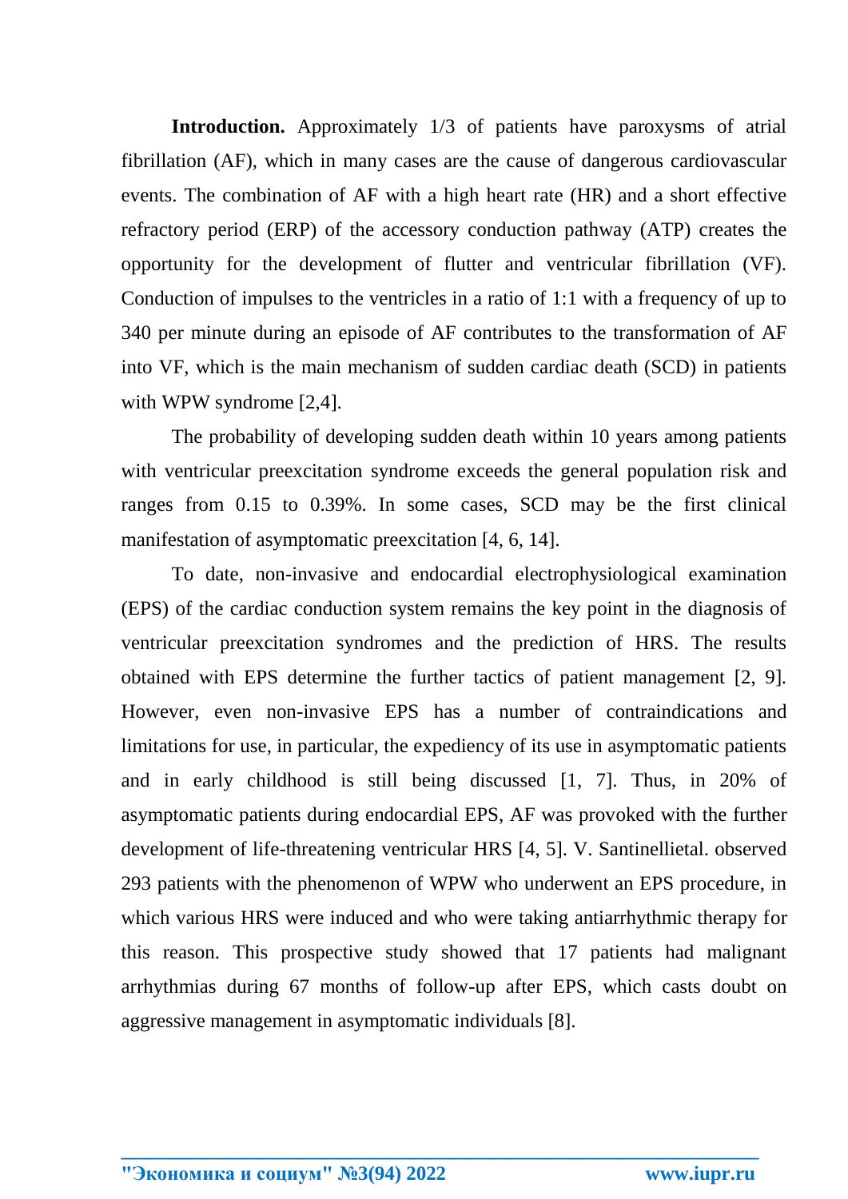**Introduction.** Approximately 1/3 of patients have paroxysms of atrial fibrillation (AF), which in many cases are the cause of dangerous cardiovascular events. The combination of AF with a high heart rate (HR) and a short effective refractory period (ERP) of the accessory conduction pathway (ATP) creates the opportunity for the development of flutter and ventricular fibrillation (VF). Conduction of impulses to the ventricles in a ratio of 1:1 with a frequency of up to 340 per minute during an episode of AF contributes to the transformation of AF into VF, which is the main mechanism of sudden cardiac death (SCD) in patients with WPW syndrome [2,4].

The probability of developing sudden death within 10 years among patients with ventricular preexcitation syndrome exceeds the general population risk and ranges from 0.15 to 0.39%. In some cases, SCD may be the first clinical manifestation of asymptomatic preexcitation [4, 6, 14].

To date, non-invasive and endocardial electrophysiological examination (EPS) of the cardiac conduction system remains the key point in the diagnosis of ventricular preexcitation syndromes and the prediction of HRS. The results obtained with EPS determine the further tactics of patient management [2, 9]. However, even non-invasive EPS has a number of contraindications and limitations for use, in particular, the expediency of its use in asymptomatic patients and in early childhood is still being discussed [1, 7]. Thus, in 20% of asymptomatic patients during endocardial EPS, AF was provoked with the further development of life-threatening ventricular HRS [4, 5]. V. Santinellietal. observed 293 patients with the phenomenon of WPW who underwent an EPS procedure, in which various HRS were induced and who were taking antiarrhythmic therapy for this reason. This prospective study showed that 17 patients had malignant arrhythmias during 67 months of follow-up after EPS, which casts doubt on aggressive management in asymptomatic individuals [8].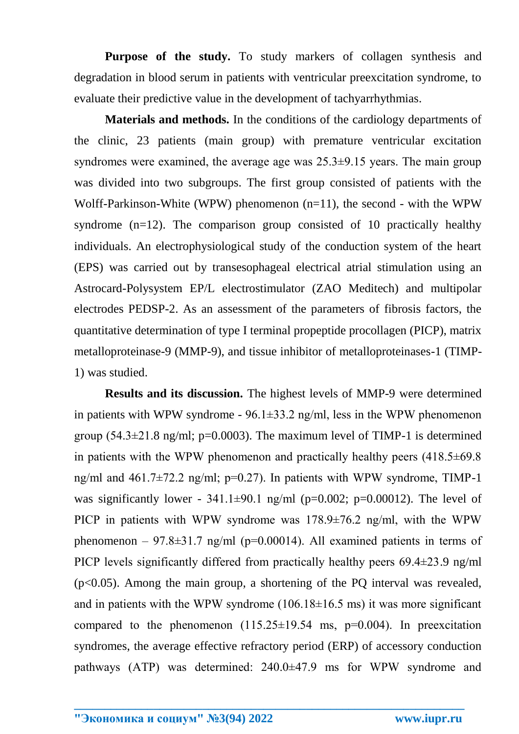**Purpose of the study.** To study markers of collagen synthesis and degradation in blood serum in patients with ventricular preexcitation syndrome, to evaluate their predictive value in the development of tachyarrhythmias.

**Materials and methods.** In the conditions of the cardiology departments of the clinic, 23 patients (main group) with premature ventricular excitation syndromes were examined, the average age was 25.3±9.15 years. The main group was divided into two subgroups. The first group consisted of patients with the Wolff-Parkinson-White (WPW) phenomenon (n=11), the second - with the WPW syndrome (n=12). The comparison group consisted of 10 practically healthy individuals. An electrophysiological study of the conduction system of the heart (EPS) was carried out by transesophageal electrical atrial stimulation using an Astrocard-Polysystem EP/L electrostimulator (ZAO Meditech) and multipolar electrodes PEDSP-2. As an assessment of the parameters of fibrosis factors, the quantitative determination of type I terminal propeptide procollagen (PICP), matrix metalloproteinase-9 (MMP-9), and tissue inhibitor of metalloproteinases-1 (TIMP-1) was studied.

**Results and its discussion.** The highest levels of MMP-9 were determined in patients with WPW syndrome - 96.1±33.2 ng/ml, less in the WPW phenomenon group (54.3±21.8 ng/ml; p=0.0003). The maximum level of TIMP-1 is determined in patients with the WPW phenomenon and practically healthy peers (418.5±69.8 ng/ml and 461.7±72.2 ng/ml; p=0.27). In patients with WPW syndrome, TIMP-1 was significantly lower - 341.1±90.1 ng/ml (p=0.002; p=0.00012). The level of PICP in patients with WPW syndrome was 178.9±76.2 ng/ml, with the WPW phenomenon – 97.8±31.7 ng/ml (p=0.00014). All examined patients in terms of PICP levels significantly differed from practically healthy peers 69.4±23.9 ng/ml ($p<0.05$). Among the main group, a shortening of the PQ interval was revealed, and in patients with the WPW syndrome (106.18±16.5 ms) it was more significant compared to the phenomenon (115.25±19.54 ms, p=0.004). In preexcitation syndromes, the average effective refractory period (ERP) of accessory conduction pathways (ATP) was determined: 240.0±47.9 ms for WPW syndrome and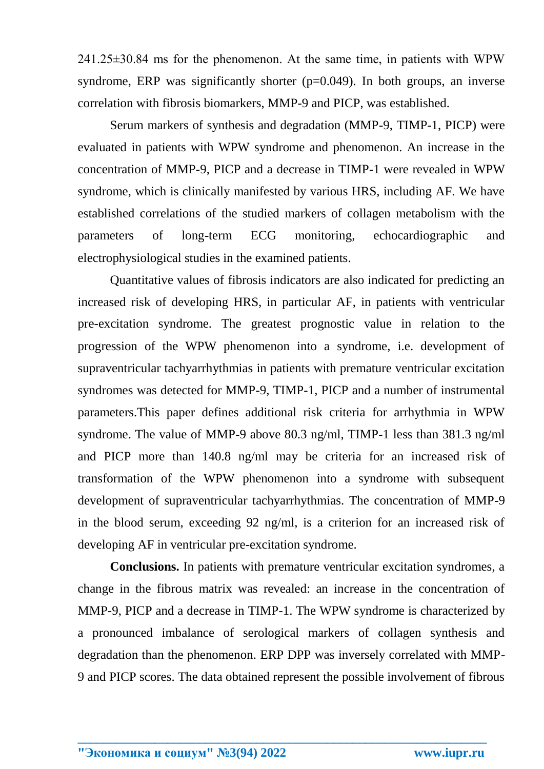241.25±30.84 ms for the phenomenon. At the same time, in patients with WPW syndrome, ERP was significantly shorter ($p=0.049$). In both groups, an inverse correlation with fibrosis biomarkers, MMP-9 and PICP, was established.

Serum markers of synthesis and degradation (MMP-9, TIMP-1, PICP) were evaluated in patients with WPW syndrome and phenomenon. An increase in the concentration of MMP-9, PICP and a decrease in TIMP-1 were revealed in WPW syndrome, which is clinically manifested by various HRS, including AF. We have established correlations of the studied markers of collagen metabolism with the parameters of long-term ECG monitoring, echocardiographic and electrophysiological studies in the examined patients.

Quantitative values of fibrosis indicators are also indicated for predicting an increased risk of developing HRS, in particular AF, in patients with ventricular pre-excitation syndrome. The greatest prognostic value in relation to the progression of the WPW phenomenon into a syndrome, i.e. development of supraventricular tachyarrhythmias in patients with premature ventricular excitation syndromes was detected for MMP-9, TIMP-1, PICP and a number of instrumental parameters.This paper defines additional risk criteria for arrhythmia in WPW syndrome. The value of MMP-9 above 80.3 ng/ml, TIMP-1 less than 381.3 ng/ml and PICP more than 140.8 ng/ml may be criteria for an increased risk of transformation of the WPW phenomenon into a syndrome with subsequent development of supraventricular tachyarrhythmias. The concentration of MMP-9 in the blood serum, exceeding 92 ng/ml, is a criterion for an increased risk of developing AF in ventricular pre-excitation syndrome.

**Conclusions.** In patients with premature ventricular excitation syndromes, a change in the fibrous matrix was revealed: an increase in the concentration of MMP-9, PICP and a decrease in TIMP-1. The WPW syndrome is characterized by a pronounced imbalance of serological markers of collagen synthesis and degradation than the phenomenon. ERP DPP was inversely correlated with MMP-9 and PICP scores. The data obtained represent the possible involvement of fibrous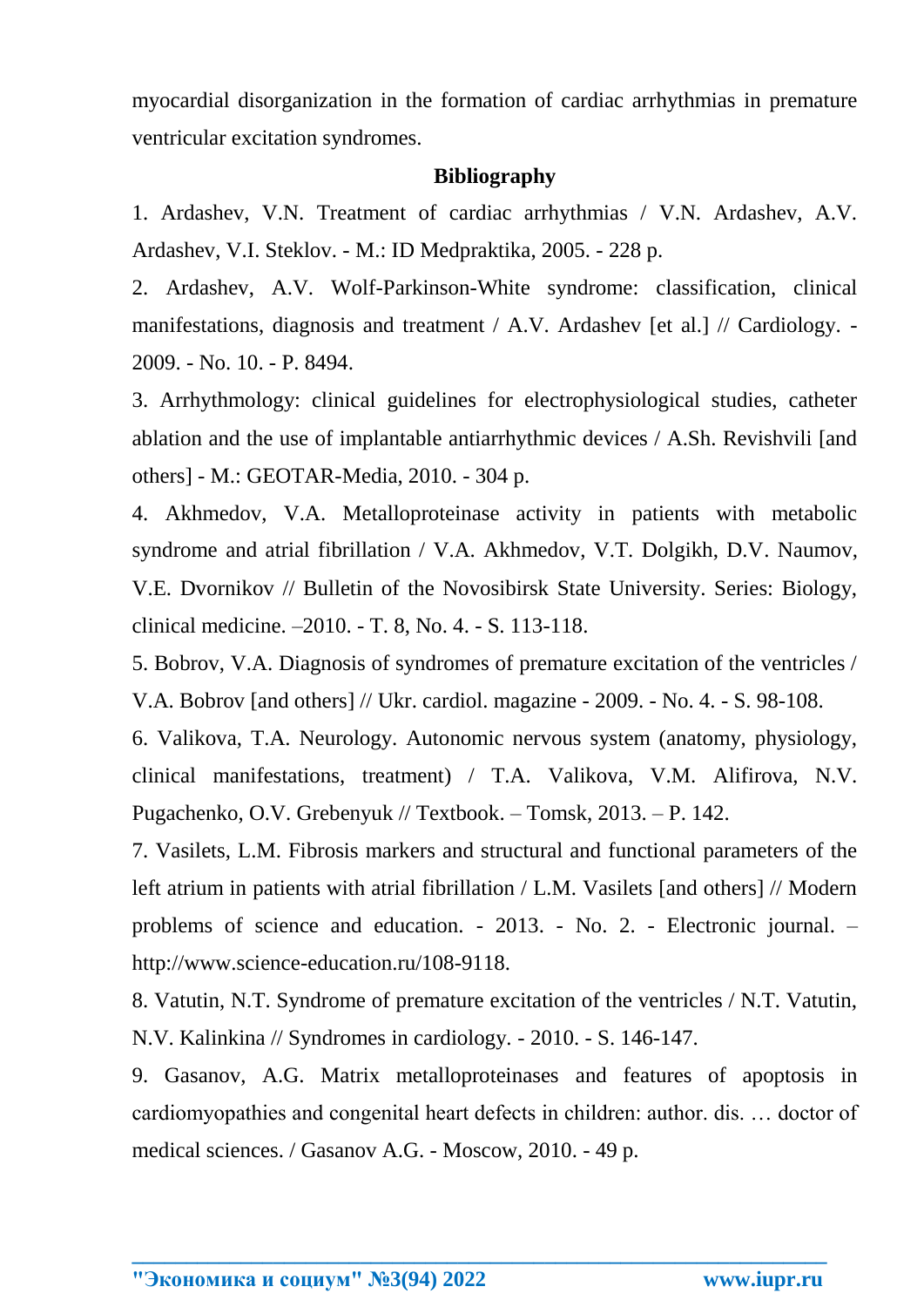myocardial disorganization in the formation of cardiac arrhythmias in premature ventricular excitation syndromes.

## Bibliography

1. Ardashev, V.N. Treatment of cardiac arrhythmias / V.N. Ardashev, A.V. Ardashev, V.I. Steklov. - M.: ID Medpraktika, 2005. - 228 p.

2. Ardashev, A.V. Wolf-Parkinson-White syndrome: classification, clinical manifestations, diagnosis and treatment / A.V. Ardashev [et al.] // Cardiology. - 2009. - No. 10. - P. 8494.

3. Arrhythmology: clinical guidelines for electrophysiological studies, catheter ablation and the use of implantable antiarrhythmic devices / A.Sh. Revishvili [and others] - M.: GEOTAR-Media, 2010. - 304 p.

4. Akhmedov, V.A. Metalloproteinase activity in patients with metabolic syndrome and atrial fibrillation / V.A. Akhmedov, V.T. Dolgikh, D.V. Naumov, V.E. Dvornikov // Bulletin of the Novosibirsk State University. Series: Biology, clinical medicine. –2010. - T. 8, No. 4. - S. 113-118.

5. Bobrov, V.A. Diagnosis of syndromes of premature excitation of the ventricles / V.A. Bobrov [and others] // Ukr. cardiol. magazine - 2009. - No. 4. - S. 98-108.

6. Valikova, T.A. Neurology. Autonomic nervous system (anatomy, physiology, clinical manifestations, treatment) / T.A. Valikova, V.M. Alifirova, N.V. Pugachenko, O.V. Grebenyuk // Textbook. – Tomsk, 2013. – P. 142.

7. Vasilets, L.M. Fibrosis markers and structural and functional parameters of the left atrium in patients with atrial fibrillation / L.M. Vasilets [and others] // Modern problems of science and education. - 2013. - No. 2. - Electronic journal. – http://www.science-education.ru/108-9118.

8. Vatutin, N.T. Syndrome of premature excitation of the ventricles / N.T. Vatutin, N.V. Kalinkina // Syndromes in cardiology. - 2010. - S. 146-147.

9. Gasanov, A.G. Matrix metalloproteinases and features of apoptosis in cardiomyopathies and congenital heart defects in children: author. dis. … doctor of medical sciences. / Gasanov A.G. - Moscow, 2010. - 49 p.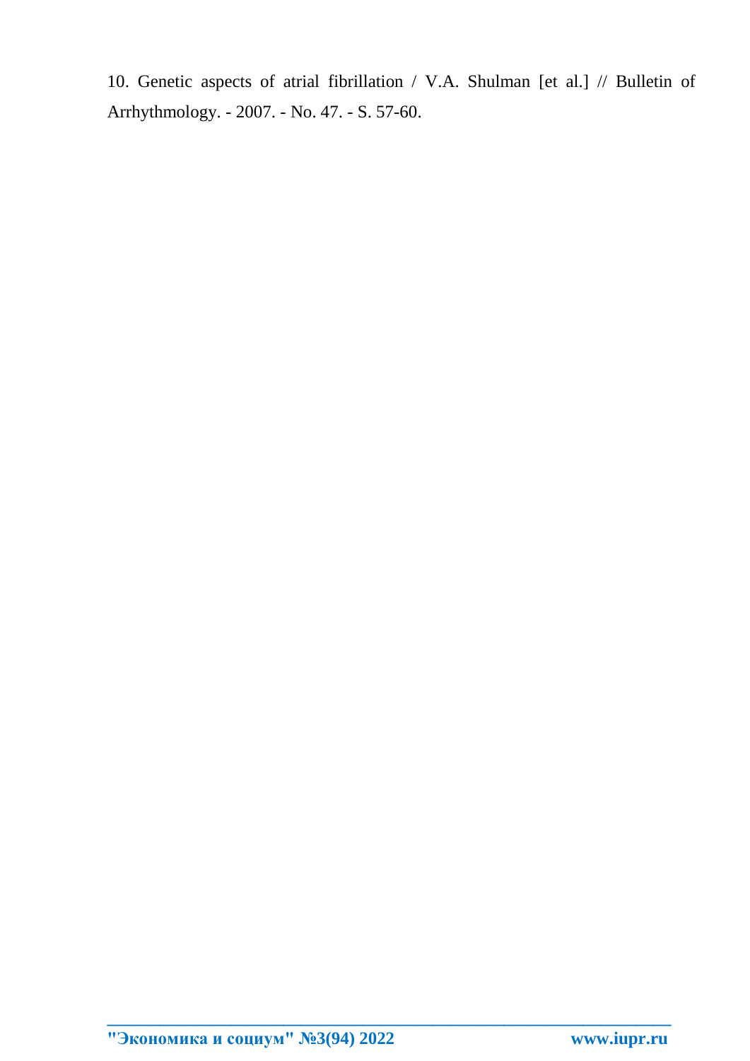10. Genetic aspects of atrial fibrillation / V.A. Shulman [et al.] // Bulletin of Arrhythmology. - 2007. - No. 47. - S. 57-60.